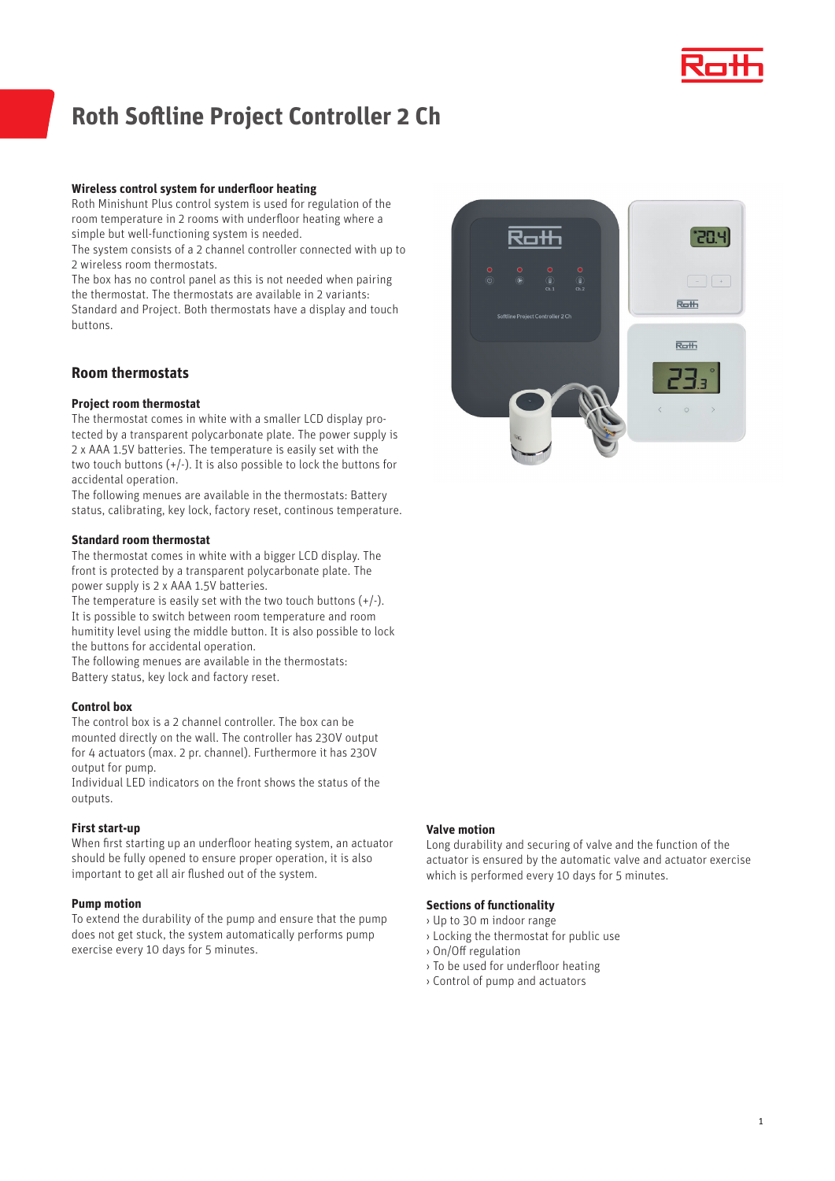# Roth Softline Project Controller 2 Ch

### Wireless control system for underfloor heating

Roth Minishunt Plus control system is used for regulation of the room temperature in 2 rooms with underfloor heating where a simple but well-functioning system is needed.

The system consists of a 2 channel controller connected with up to 2 wireless room thermostats.

The box has no control panel as this is not needed when pairing the thermostat. The thermostats are available in 2 variants: Standard and Project. Both thermostats have a display and touch buttons.

## Room thermostats

### Project room thermostat

The thermostat comes in white with a smaller LCD display protected by a transparent polycarbonate plate. The power supply is 2 x AAA 1.5V batteries. The temperature is easily set with the two touch buttons (+/-). It is also possible to lock the buttons for accidental operation.

The following menues are available in the thermostats: Battery status, calibrating, key lock, factory reset, continous temperature.

### Standard room thermostat

The thermostat comes in white with a bigger LCD display. The front is protected by a transparent polycarbonate plate. The power supply is 2 x AAA 1.5V batteries.

The temperature is easily set with the two touch buttons (+/-). It is possible to switch between room temperature and room humitity level using the middle button. It is also possible to lock the buttons for accidental operation.

The following menues are available in the thermostats: Battery status, key lock and factory reset.

### Control box

The control box is a 2 channel controller. The box can be mounted directly on the wall. The controller has 230V output for 4 actuators (max. 2 pr. channel). Furthermore it has 230V output for pump.

Individual LED indicators on the front shows the status of the outputs.

### First start-up

When first starting up an underfloor heating system, an actuator should be fully opened to ensure proper operation, it is also important to get all air flushed out of the system.

### Pump motion

To extend the durability of the pump and ensure that the pump does not get stuck, the system automatically performs pump exercise every 10 days for 5 minutes.

### Valve motion

Long durability and securing of valve and the function of the actuator is ensured by the automatic valve and actuator exercise which is performed every 10 days for 5 minutes.

### Sections of functionality

- Up to 30 m indoor range
- Locking the thermostat for public use
- On/Off regulation
- To be used for underfloor heating
- Control of pump and actuators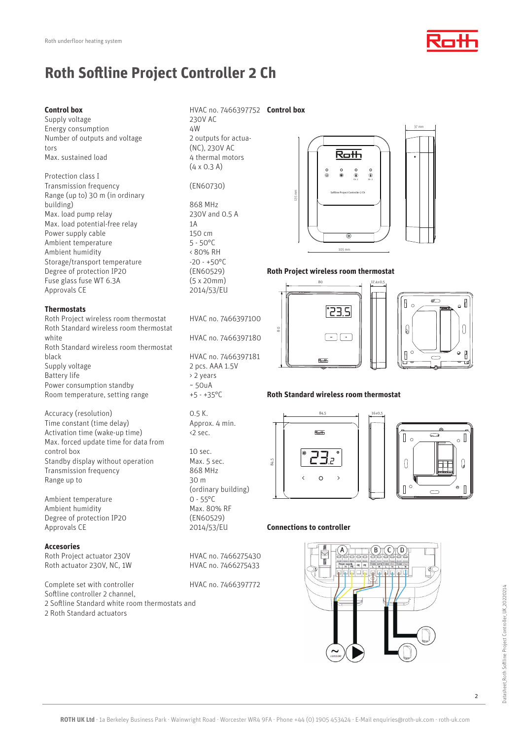# Roth Softline Project Controller 2 Ch

### Control box

| | |
|---|---|
| Control box | HVAC no. 7466397752 |
| Supply voltage | 230V AC |
| Energy consumption | 4W |
| Number of outputs and voltage tors | 2 outputs for actua- (NC), 230V AC |
| Max. sustained load | 4 thermal motors (4 x 0.3 A) |
| Protection class I | (EN60730) |
| Transmission frequency | 868 MHz |
| Range (up to) 30 m (in ordinary building) | |
| Max. load pump relay | 230V and 0.5 A |
| Max. load potential-free relay | 1A |
| Power supply cable | 150 cm |
| Ambient temperature | 5 - 50°C |
| Ambient humidity | < 80% RH |
| Storage/transport temperature | -20 - +50°C |
| Degree of protection IP20 | (EN60529) |
| Fuse glass fuse WT 6.3A | (5 x 20mm) |
| Approvals CE | 2014/53/EU |

### Thermostats

| | |
|---|---|
| Roth Project wireless room thermostat | HVAC no. 7466397100 |
| Roth Standard wireless room thermostat white | HVAC no. 7466397180 |
| Roth Standard wireless room thermostat black | HVAC no. 7466397181 |
| Supply voltage | 2 pcs. AAA 1.5V |
| Battery life | > 2 years |
| Power consumption standby | ~ 50uA |
| Room temperature, setting range | +5 - +35°C |
| Accuracy (resolution) | 0.5 K. |
| Time constant (time delay) | Approx. 4 min. |
| Activation time (wake-up time) | <2 sec. |
| Max. forced update time for data from control box | 10 sec. |
| Standby display without operation | Max. 5 sec. |
| Transmission frequency | 868 MHz |
| Range up to | 30 m (ordinary building) |
| Ambient temperature | 0 - 55°C |
| Ambient humidity | Max. 80% RF |
| Degree of protection IP20 | (EN60529) |
| Approvals CE | 2014/53/EU |

### Accesories

| | |
|---|---|
| Roth Project actuator 230V | HVAC no. 7466275430 |
| Roth actuator 230V, NC, 1W | HVAC no. 7466275433 |
| Complete set with controller Softline controller 2 channel, 2 Softline Standard white room thermostats and 2 Roth Standard actuators | HVAC no. 7466397772 |

### Control box

37 mm

135 mm

105 mm

Softline Project Controller 2 Ch

### Roth Project wireless room thermostat

80

17,4±0,5

80

### Roth Standard wireless room thermostat

84,5

16±0,5

84,5

### Connections to controller

A B C D

ROTH UK Ltd · 1a Berkeley Business Park · Wainwright Road · Worcester WR4 9FA · Phone +44 (0) 1905 453424 · E-Mail enquiries@roth-uk.com · roth-uk.com